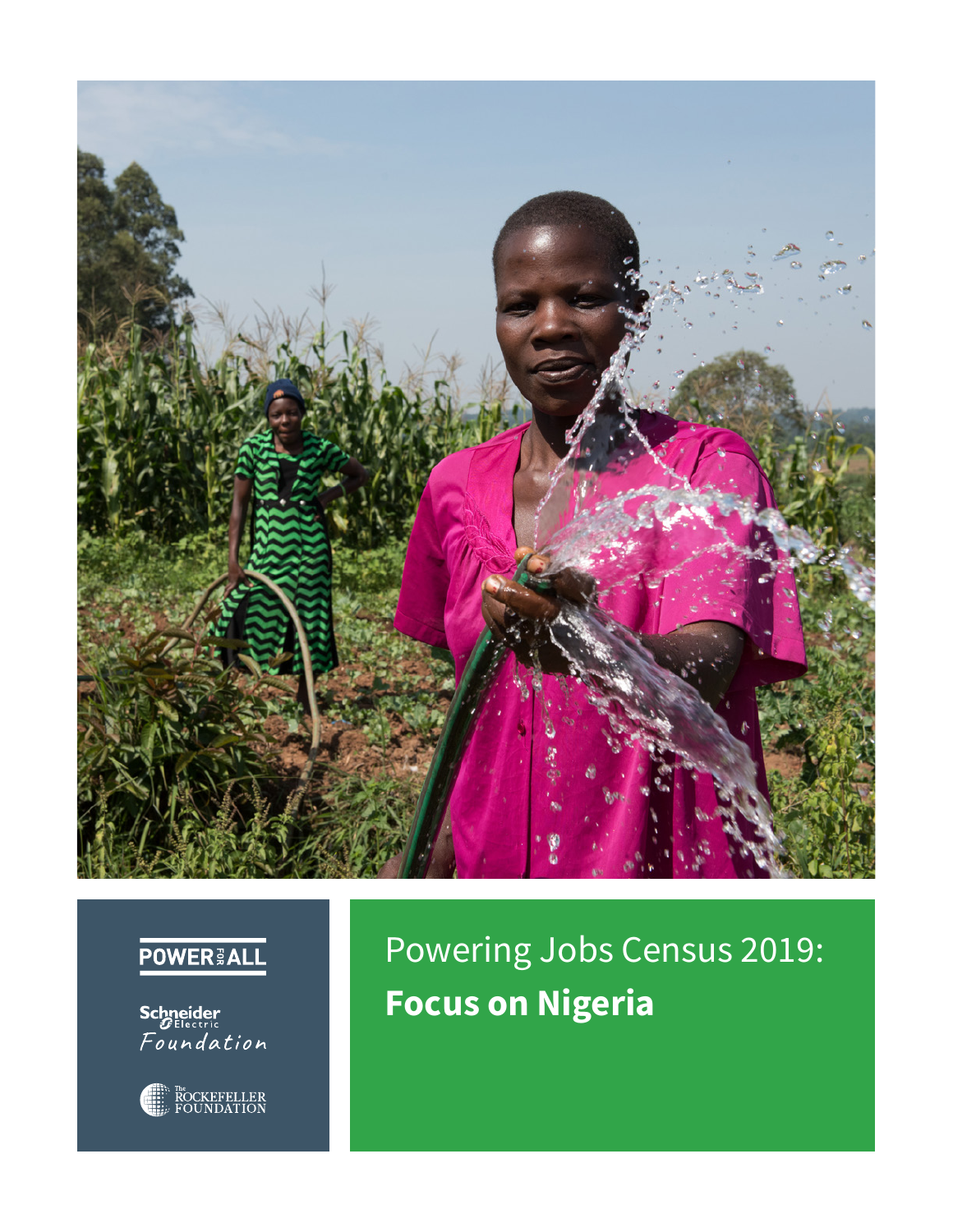# Powering Jobs Census 2019: **Focus on Nigeria**

POWER FOR ALL

Schneider Electric Foundation

The Rockefeller Foundation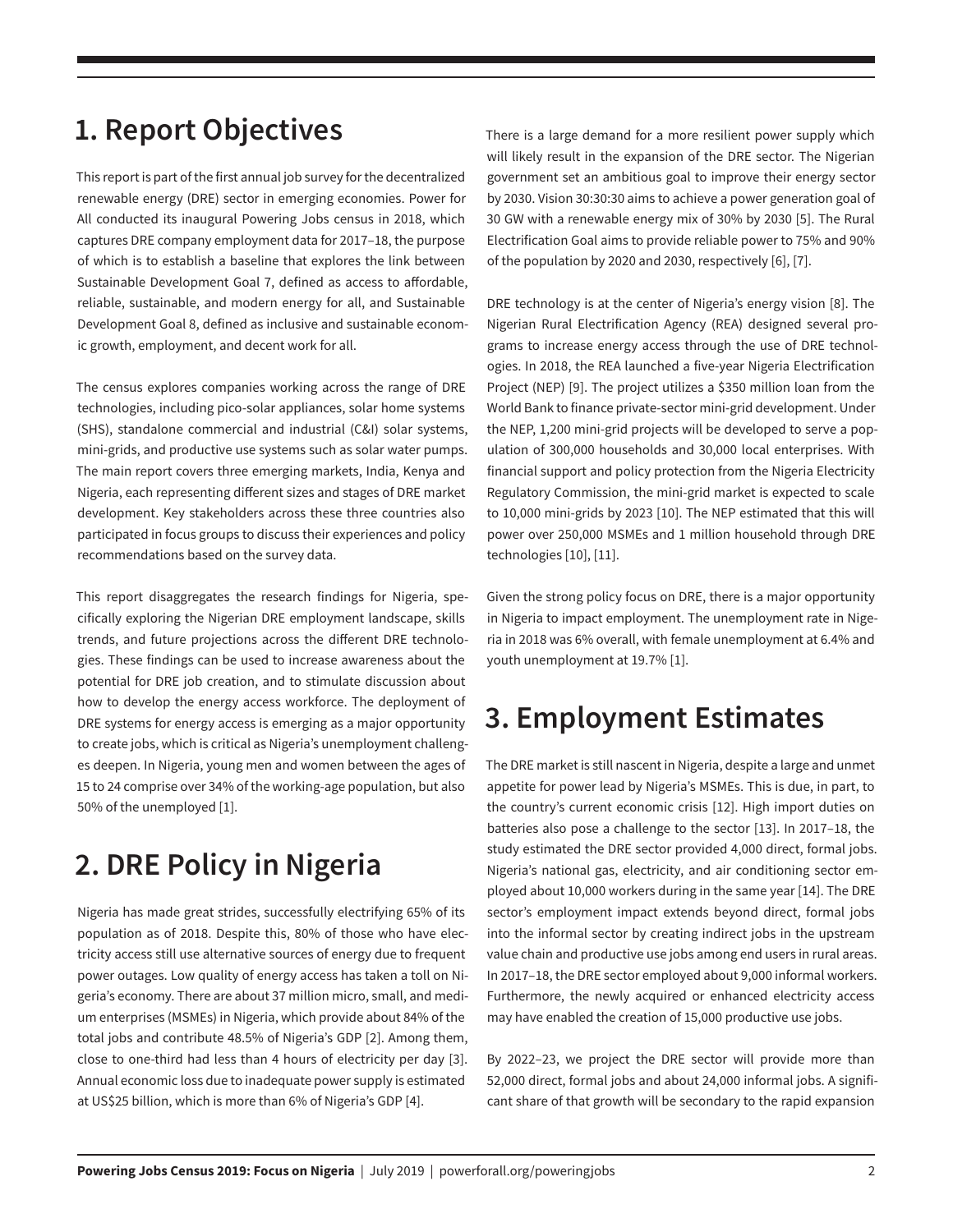# 1. Report Objectives

This report is part of the first annual job survey for the decentralized renewable energy (DRE) sector in emerging economies. Power for All conducted its inaugural Powering Jobs census in 2018, which captures DRE company employment data for 2017–18, the purpose of which is to establish a baseline that explores the link between Sustainable Development Goal 7, defined as access to affordable, reliable, sustainable, and modern energy for all, and Sustainable Development Goal 8, defined as inclusive and sustainable economic growth, employment, and decent work for all.

The census explores companies working across the range of DRE technologies, including pico-solar appliances, solar home systems (SHS), standalone commercial and industrial (C&I) solar systems, mini-grids, and productive use systems such as solar water pumps. The main report covers three emerging markets, India, Kenya and Nigeria, each representing different sizes and stages of DRE market development. Key stakeholders across these three countries also participated in focus groups to discuss their experiences and policy recommendations based on the survey data.

This report disaggregates the research findings for Nigeria, specifically exploring the Nigerian DRE employment landscape, skills trends, and future projections across the different DRE technologies. These findings can be used to increase awareness about the potential for DRE job creation, and to stimulate discussion about how to develop the energy access workforce. The deployment of DRE systems for energy access is emerging as a major opportunity to create jobs, which is critical as Nigeria's unemployment challenges deepen. In Nigeria, young men and women between the ages of 15 to 24 comprise over 34% of the working-age population, but also 50% of the unemployed [1].

# 2. DRE Policy in Nigeria

Nigeria has made great strides, successfully electrifying 65% of its population as of 2018. Despite this, 80% of those who have electricity access still use alternative sources of energy due to frequent power outages. Low quality of energy access has taken a toll on Nigeria's economy. There are about 37 million micro, small, and medium enterprises (MSMEs) in Nigeria, which provide about 84% of the total jobs and contribute 48.5% of Nigeria's GDP [2]. Among them, close to one-third had less than 4 hours of electricity per day [3]. Annual economic loss due to inadequate power supply is estimated at US$25 billion, which is more than 6% of Nigeria's GDP [4].

There is a large demand for a more resilient power supply which will likely result in the expansion of the DRE sector. The Nigerian government set an ambitious goal to improve their energy sector by 2030. Vision 30:30:30 aims to achieve a power generation goal of 30 GW with a renewable energy mix of 30% by 2030 [5]. The Rural Electrification Goal aims to provide reliable power to 75% and 90% of the population by 2020 and 2030, respectively [6], [7].

DRE technology is at the center of Nigeria's energy vision [8]. The Nigerian Rural Electrification Agency (REA) designed several programs to increase energy access through the use of DRE technologies. In 2018, the REA launched a five-year Nigeria Electrification Project (NEP) [9]. The project utilizes a $350 million loan from the World Bank to finance private-sector mini-grid development. Under the NEP, 1,200 mini-grid projects will be developed to serve a population of 300,000 households and 30,000 local enterprises. With financial support and policy protection from the Nigeria Electricity Regulatory Commission, the mini-grid market is expected to scale to 10,000 mini-grids by 2023 [10]. The NEP estimated that this will power over 250,000 MSMEs and 1 million household through DRE technologies [10], [11].

Given the strong policy focus on DRE, there is a major opportunity in Nigeria to impact employment. The unemployment rate in Nigeria in 2018 was 6% overall, with female unemployment at 6.4% and youth unemployment at 19.7% [1].

# 3. Employment Estimates

The DRE market is still nascent in Nigeria, despite a large and unmet appetite for power lead by Nigeria's MSMEs. This is due, in part, to the country's current economic crisis [12]. High import duties on batteries also pose a challenge to the sector [13]. In 2017–18, the study estimated the DRE sector provided 4,000 direct, formal jobs. Nigeria's national gas, electricity, and air conditioning sector employed about 10,000 workers during in the same year [14]. The DRE sector's employment impact extends beyond direct, formal jobs into the informal sector by creating indirect jobs in the upstream value chain and productive use jobs among end users in rural areas. In 2017–18, the DRE sector employed about 9,000 informal workers. Furthermore, the newly acquired or enhanced electricity access may have enabled the creation of 15,000 productive use jobs.

By 2022–23, we project the DRE sector will provide more than 52,000 direct, formal jobs and about 24,000 informal jobs. A significant share of that growth will be secondary to the rapid expansion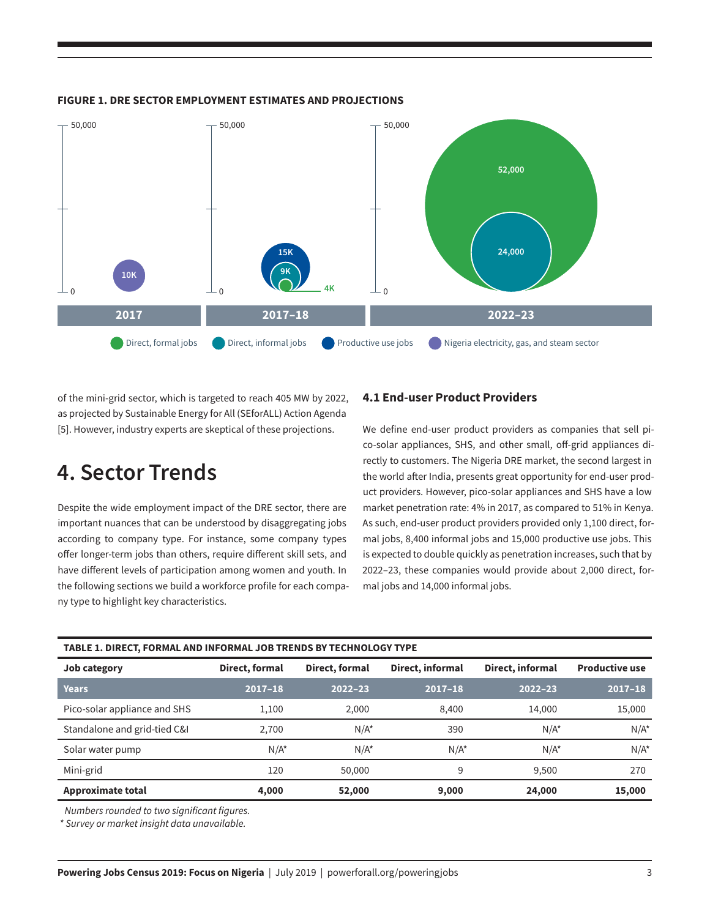**FIGURE 1. DRE SECTOR EMPLOYMENT ESTIMATES AND PROJECTIONS**

of the mini-grid sector, which is targeted to reach 405 MW by 2022, as projected by Sustainable Energy for All (SEforALL) Action Agenda [5]. However, industry experts are skeptical of these projections.

# 4. Sector Trends

Despite the wide employment impact of the DRE sector, there are important nuances that can be understood by disaggregating jobs according to company type. For instance, some company types offer longer-term jobs than others, require different skill sets, and have different levels of participation among women and youth. In the following sections we build a workforce profile for each company type to highlight key characteristics.

### 4.1 End-user Product Providers

We define end-user product providers as companies that sell pico-solar appliances, SHS, and other small, off-grid appliances directly to customers. The Nigeria DRE market, the second largest in the world after India, presents great opportunity for end-user product providers. However, pico-solar appliances and SHS have a low market penetration rate: 4% in 2017, as compared to 51% in Kenya. As such, end-user product providers provided only 1,100 direct, formal jobs, 8,400 informal jobs and 15,000 productive use jobs. This is expected to double quickly as penetration increases, such that by 2022–23, these companies would provide about 2,000 direct, formal jobs and 14,000 informal jobs.

**TABLE 1. DIRECT, FORMAL AND INFORMAL JOB TRENDS BY TECHNOLOGY TYPE**

| Job category | Direct, formal | Direct, formal | Direct, informal | Direct, informal | Productive use |
|---|---|---|---|---|---|
| **Years** | **2017–18** | **2022–23** | **2017–18** | **2022–23** | **2017–18** |
| Pico-solar appliance and SHS | 1,100 | 2,000 | 8,400 | 14,000 | 15,000 |
| Standalone and grid-tied C&I | 2,700 | N/A* | 390 | N/A* | N/A* |
| Solar water pump | N/A* | N/A* | N/A* | N/A* | N/A* |
| Mini-grid | 120 | 50,000 | 9 | 9,500 | 270 |
| **Approximate total** | **4,000** | **52,000** | **9,000** | **24,000** | **15,000** |

*Numbers rounded to two significant figures.*

*\* Survey or market insight data unavailable.*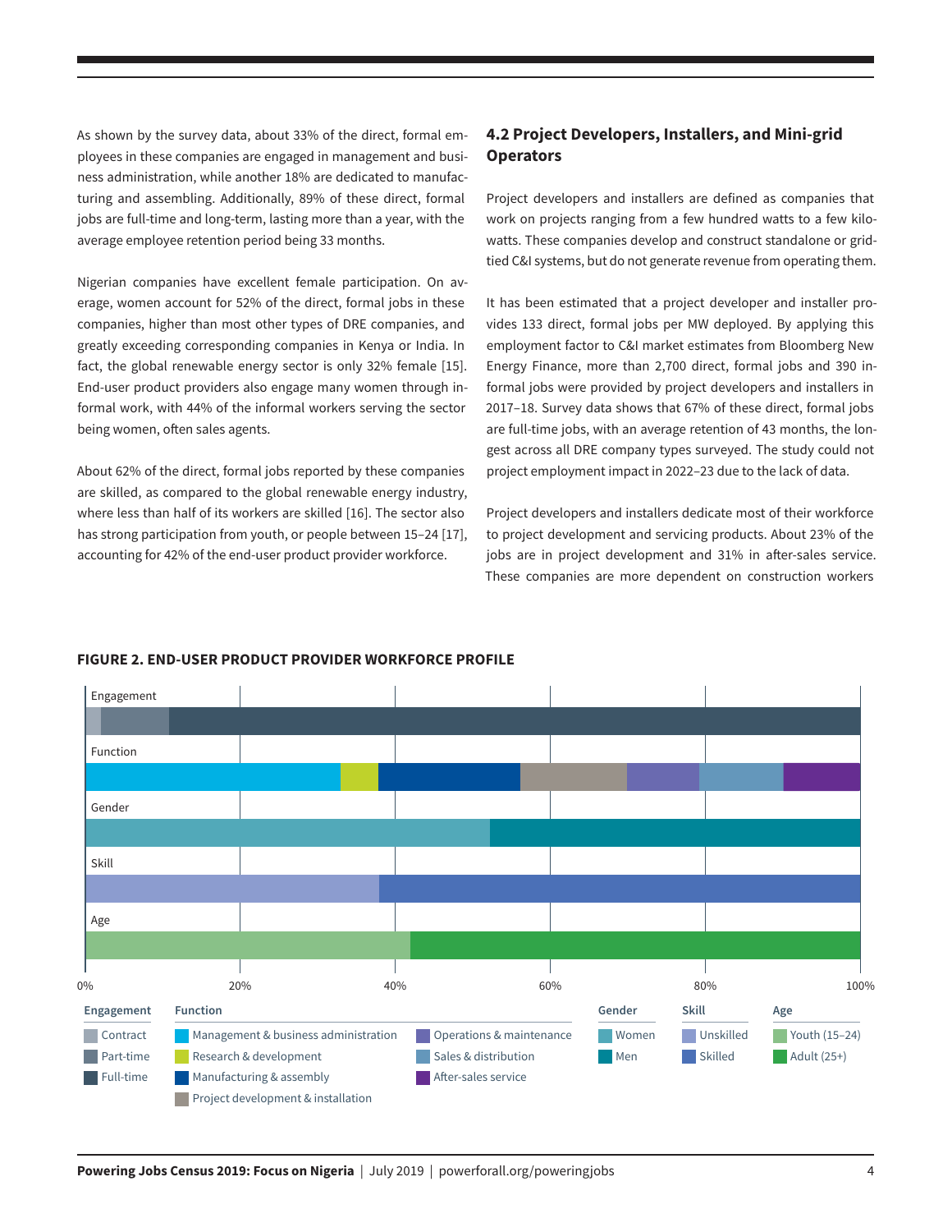As shown by the survey data, about 33% of the direct, formal employees in these companies are engaged in management and business administration, while another 18% are dedicated to manufacturing and assembling. Additionally, 89% of these direct, formal jobs are full-time and long-term, lasting more than a year, with the average employee retention period being 33 months.

Nigerian companies have excellent female participation. On average, women account for 52% of the direct, formal jobs in these companies, higher than most other types of DRE companies, and greatly exceeding corresponding companies in Kenya or India. In fact, the global renewable energy sector is only 32% female [15]. End-user product providers also engage many women through informal work, with 44% of the informal workers serving the sector being women, often sales agents.

About 62% of the direct, formal jobs reported by these companies are skilled, as compared to the global renewable energy industry, where less than half of its workers are skilled [16]. The sector also has strong participation from youth, or people between 15–24 [17], accounting for 42% of the end-user product provider workforce.

## 4.2 Project Developers, Installers, and Mini-grid Operators

Project developers and installers are defined as companies that work on projects ranging from a few hundred watts to a few kilowatts. These companies develop and construct standalone or grid-tied C&I systems, but do not generate revenue from operating them.

It has been estimated that a project developer and installer provides 133 direct, formal jobs per MW deployed. By applying this employment factor to C&I market estimates from Bloomberg New Energy Finance, more than 2,700 direct, formal jobs and 390 informal jobs were provided by project developers and installers in 2017–18. Survey data shows that 67% of these direct, formal jobs are full-time jobs, with an average retention of 43 months, the longest across all DRE company types surveyed. The study could not project employment impact in 2022–23 due to the lack of data.

Project developers and installers dedicate most of their workforce to project development and servicing products. About 23% of the jobs are in project development and 31% in after-sales service. These companies are more dependent on construction workers

**FIGURE 2. END-USER PRODUCT PROVIDER WORKFORCE PROFILE**

| Category | Segments |
|---|---|
| Engagement | Contract, Part-time, Full-time |
| Function | Management & business administration, Research & development, Manufacturing & assembly, Project development & installation, Operations & maintenance, Sales & distribution, After-sales service |
| Gender | Women, Men |
| Skill | Unskilled, Skilled |
| Age | Youth (15–24), Adult (25+) |

0% 20% 40% 60% 80% 100%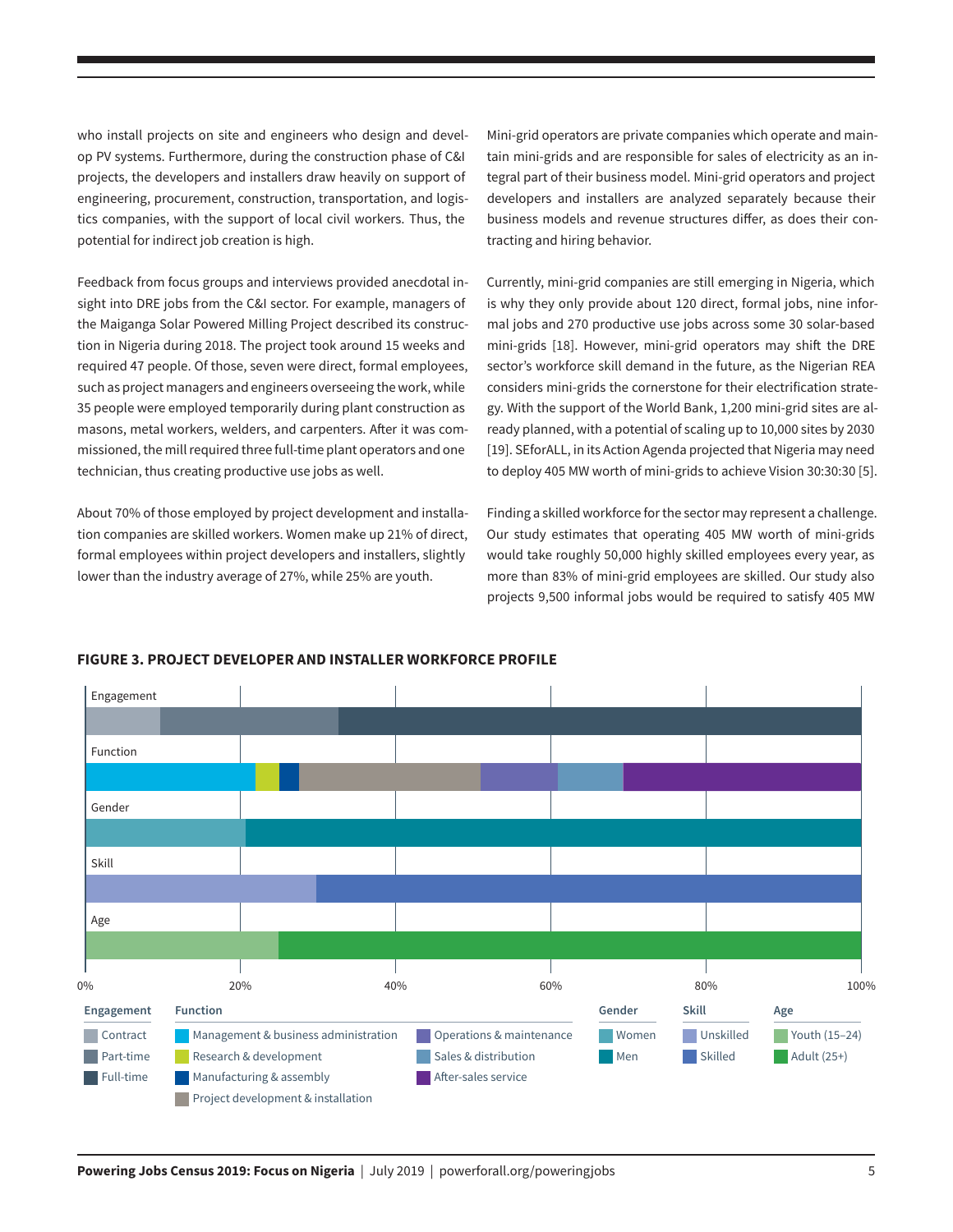who install projects on site and engineers who design and develop PV systems. Furthermore, during the construction phase of C&I projects, the developers and installers draw heavily on support of engineering, procurement, construction, transportation, and logistics companies, with the support of local civil workers. Thus, the potential for indirect job creation is high.

Feedback from focus groups and interviews provided anecdotal insight into DRE jobs from the C&I sector. For example, managers of the Maiganga Solar Powered Milling Project described its construction in Nigeria during 2018. The project took around 15 weeks and required 47 people. Of those, seven were direct, formal employees, such as project managers and engineers overseeing the work, while 35 people were employed temporarily during plant construction as masons, metal workers, welders, and carpenters. After it was commissioned, the mill required three full-time plant operators and one technician, thus creating productive use jobs as well.

About 70% of those employed by project development and installation companies are skilled workers. Women make up 21% of direct, formal employees within project developers and installers, slightly lower than the industry average of 27%, while 25% are youth.

Mini-grid operators are private companies which operate and maintain mini-grids and are responsible for sales of electricity as an integral part of their business model. Mini-grid operators and project developers and installers are analyzed separately because their business models and revenue structures differ, as does their contracting and hiring behavior.

Currently, mini-grid companies are still emerging in Nigeria, which is why they only provide about 120 direct, formal jobs, nine informal jobs and 270 productive use jobs across some 30 solar-based mini-grids [18]. However, mini-grid operators may shift the DRE sector's workforce skill demand in the future, as the Nigerian REA considers mini-grids the cornerstone for their electrification strategy. With the support of the World Bank, 1,200 mini-grid sites are already planned, with a potential of scaling up to 10,000 sites by 2030 [19]. SEforALL, in its Action Agenda projected that Nigeria may need to deploy 405 MW worth of mini-grids to achieve Vision 30:30:30 [5].

Finding a skilled workforce for the sector may represent a challenge. Our study estimates that operating 405 MW worth of mini-grids would take roughly 50,000 highly skilled employees every year, as more than 83% of mini-grid employees are skilled. Our study also projects 9,500 informal jobs would be required to satisfy 405 MW

**FIGURE 3. PROJECT DEVELOPER AND INSTALLER WORKFORCE PROFILE**

| Category | Segments |
|---|---|
| Engagement | Contract; Part-time; Full-time |
| Function | Management & business administration; Research & development; Manufacturing & assembly; Project development & installation; Operations & maintenance; Sales & distribution; After-sales service |
| Gender | Women; Men |
| Skill | Unskilled; Skilled |
| Age | Youth (15–24); Adult (25+) |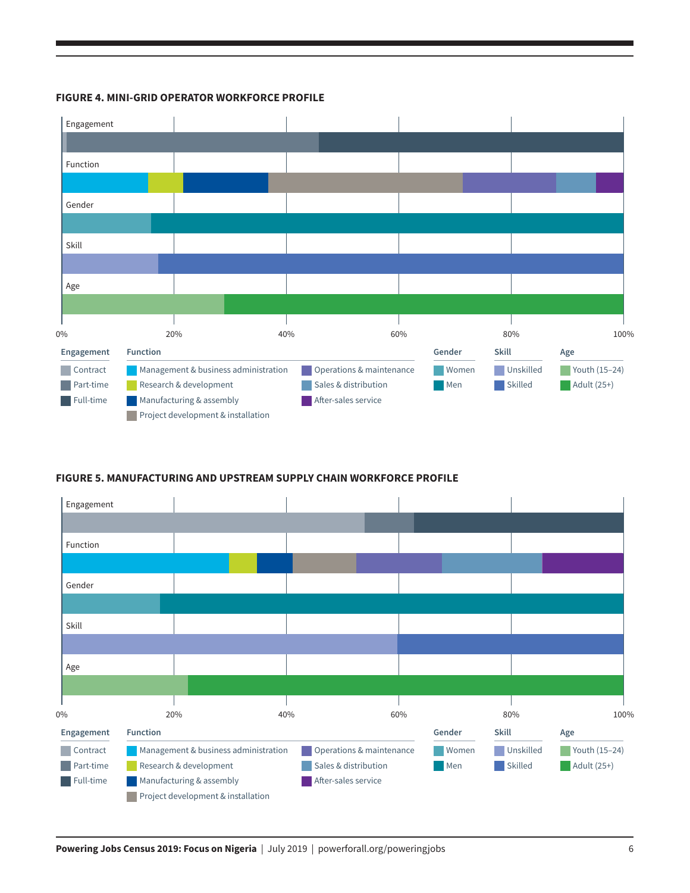**FIGURE 4. MINI-GRID OPERATOR WORKFORCE PROFILE**

Engagement

Function

Gender

Skill

Age

0% 20% 40% 60% 80% 100%

**Engagement**
- Contract
- Part-time
- Full-time

**Function**
- Management & business administration
- Research & development
- Manufacturing & assembly
- Project development & installation
- Operations & maintenance
- Sales & distribution
- After-sales service

**Gender**
- Women
- Men

**Skill**
- Unskilled
- Skilled

**Age**
- Youth (15–24)
- Adult (25+)

**FIGURE 5. MANUFACTURING AND UPSTREAM SUPPLY CHAIN WORKFORCE PROFILE**

Engagement

Function

Gender

Skill

Age

0% 20% 40% 60% 80% 100%

**Engagement**
- Contract
- Part-time
- Full-time

**Function**
- Management & business administration
- Research & development
- Manufacturing & assembly
- Project development & installation
- Operations & maintenance
- Sales & distribution
- After-sales service

**Gender**
- Women
- Men

**Skill**
- Unskilled
- Skilled

**Age**
- Youth (15–24)
- Adult (25+)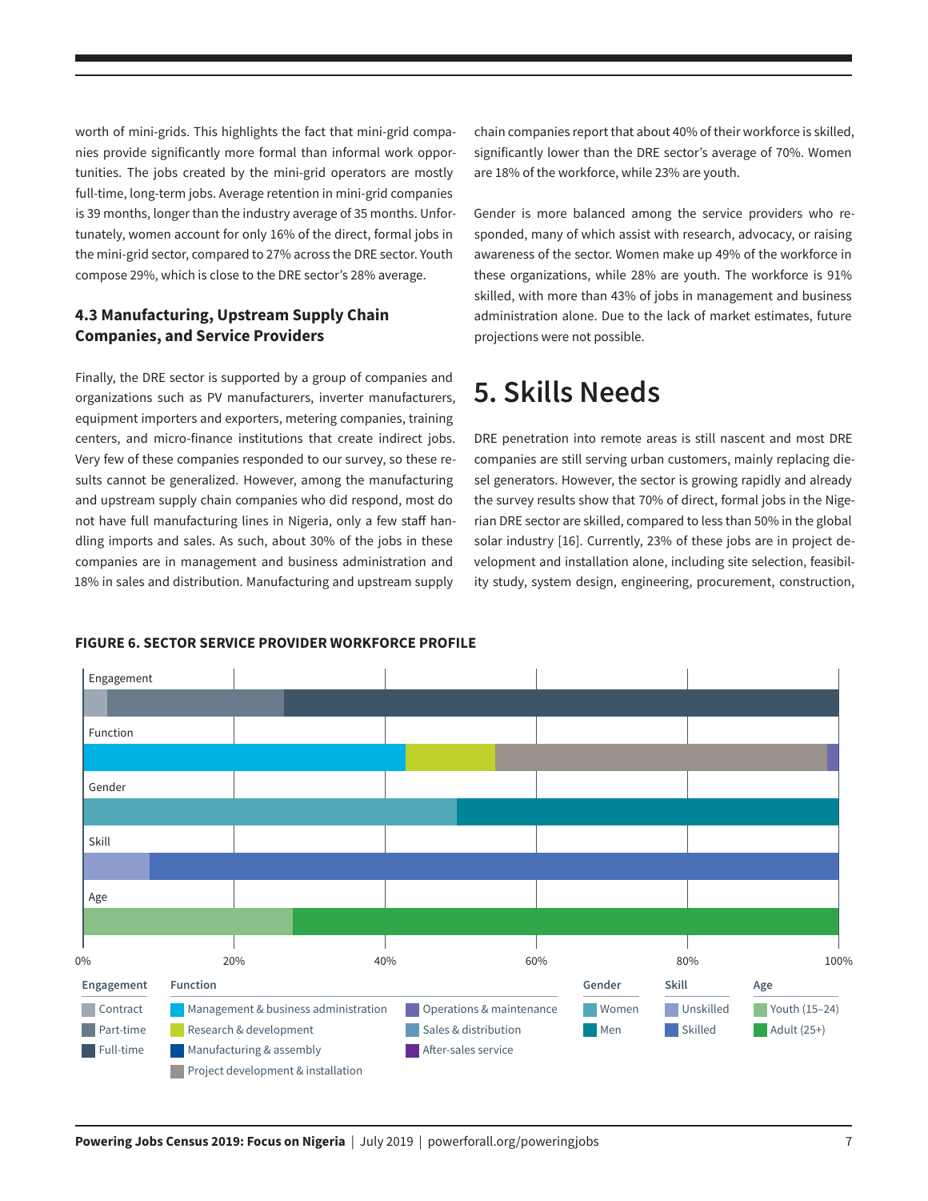worth of mini-grids. This highlights the fact that mini-grid companies provide significantly more formal than informal work opportunities. The jobs created by the mini-grid operators are mostly full-time, long-term jobs. Average retention in mini-grid companies is 39 months, longer than the industry average of 35 months. Unfortunately, women account for only 16% of the direct, formal jobs in the mini-grid sector, compared to 27% across the DRE sector. Youth compose 29%, which is close to the DRE sector's 28% average.

### 4.3 Manufacturing, Upstream Supply Chain Companies, and Service Providers

Finally, the DRE sector is supported by a group of companies and organizations such as PV manufacturers, inverter manufacturers, equipment importers and exporters, metering companies, training centers, and micro-finance institutions that create indirect jobs. Very few of these companies responded to our survey, so these results cannot be generalized. However, among the manufacturing and upstream supply chain companies who did respond, most do not have full manufacturing lines in Nigeria, only a few staff handling imports and sales. As such, about 30% of the jobs in these companies are in management and business administration and 18% in sales and distribution. Manufacturing and upstream supply chain companies report that about 40% of their workforce is skilled, significantly lower than the DRE sector's average of 70%. Women are 18% of the workforce, while 23% are youth.

Gender is more balanced among the service providers who responded, many of which assist with research, advocacy, or raising awareness of the sector. Women make up 49% of the workforce in these organizations, while 28% are youth. The workforce is 91% skilled, with more than 43% of jobs in management and business administration alone. Due to the lack of market estimates, future projections were not possible.

## 5. Skills Needs

DRE penetration into remote areas is still nascent and most DRE companies are still serving urban customers, mainly replacing diesel generators. However, the sector is growing rapidly and already the survey results show that 70% of direct, formal jobs in the Nigerian DRE sector are skilled, compared to less than 50% in the global solar industry [16]. Currently, 23% of these jobs are in project development and installation alone, including site selection, feasibility study, system design, engineering, procurement, construction,

**FIGURE 6. SECTOR SERVICE PROVIDER WORKFORCE PROFILE**

Engagement: Contract, Part-time, Full-time
Function: Management & business administration, Research & development, Manufacturing & assembly, Project development & installation, Operations & maintenance, Sales & distribution, After-sales service
Gender: Women, Men
Skill: Unskilled, Skilled
Age: Youth (15–24), Adult (25+)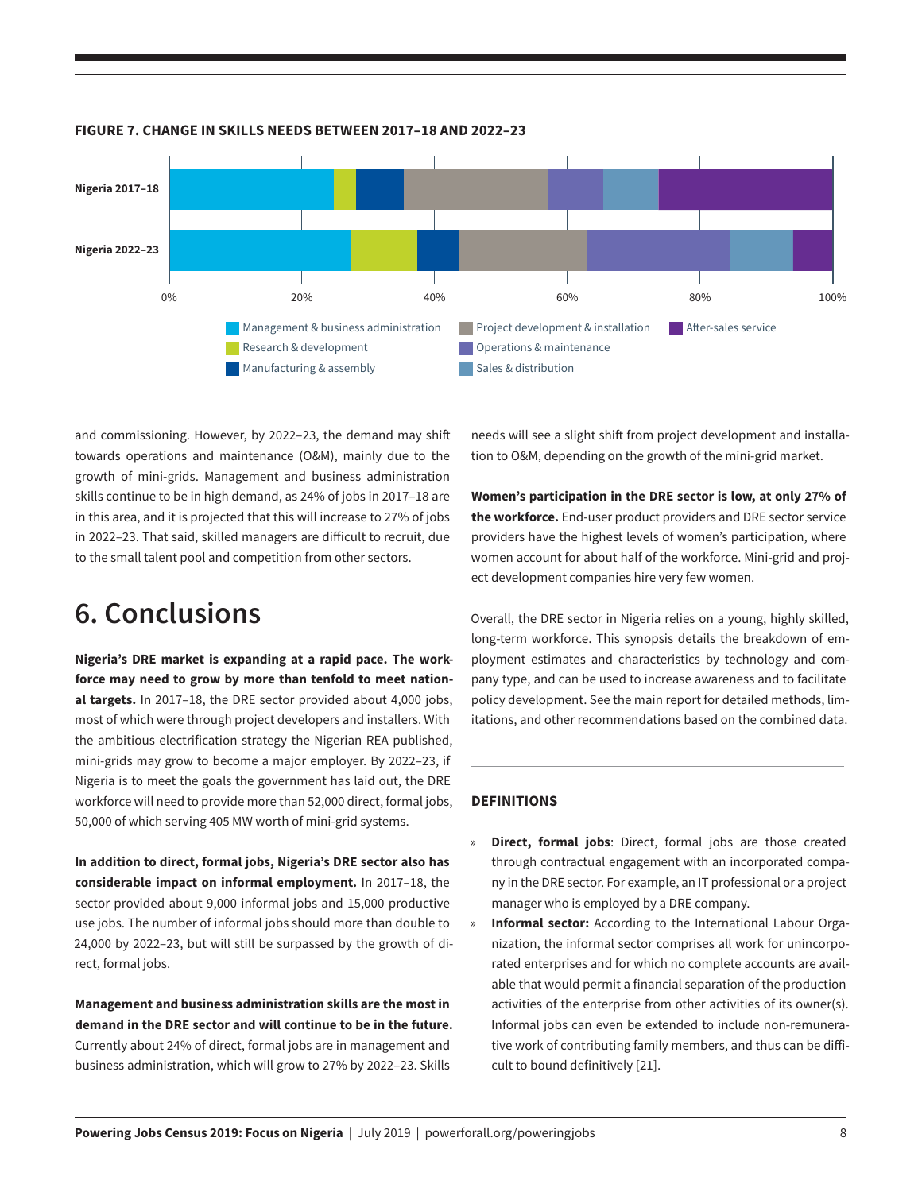**FIGURE 7. CHANGE IN SKILLS NEEDS BETWEEN 2017–18 AND 2022–23**

Nigeria 2017–18

Nigeria 2022–23

0% 20% 40% 60% 80% 100%

Management & business administration
Research & development
Manufacturing & assembly
Project development & installation
Operations & maintenance
Sales & distribution
After-sales service

and commissioning. However, by 2022–23, the demand may shift towards operations and maintenance (O&M), mainly due to the growth of mini-grids. Management and business administration skills continue to be in high demand, as 24% of jobs in 2017–18 are in this area, and it is projected that this will increase to 27% of jobs in 2022–23. That said, skilled managers are difficult to recruit, due to the small talent pool and competition from other sectors.

# 6. Conclusions

**Nigeria's DRE market is expanding at a rapid pace. The workforce may need to grow by more than tenfold to meet national targets.** In 2017–18, the DRE sector provided about 4,000 jobs, most of which were through project developers and installers. With the ambitious electrification strategy the Nigerian REA published, mini-grids may grow to become a major employer. By 2022–23, if Nigeria is to meet the goals the government has laid out, the DRE workforce will need to provide more than 52,000 direct, formal jobs, 50,000 of which serving 405 MW worth of mini-grid systems.

**In addition to direct, formal jobs, Nigeria's DRE sector also has considerable impact on informal employment.** In 2017–18, the sector provided about 9,000 informal jobs and 15,000 productive use jobs. The number of informal jobs should more than double to 24,000 by 2022–23, but will still be surpassed by the growth of direct, formal jobs.

**Management and business administration skills are the most in demand in the DRE sector and will continue to be in the future.** Currently about 24% of direct, formal jobs are in management and business administration, which will grow to 27% by 2022–23. Skills needs will see a slight shift from project development and installation to O&M, depending on the growth of the mini-grid market.

**Women's participation in the DRE sector is low, at only 27% of the workforce.** End-user product providers and DRE sector service providers have the highest levels of women's participation, where women account for about half of the workforce. Mini-grid and project development companies hire very few women.

Overall, the DRE sector in Nigeria relies on a young, highly skilled, long-term workforce. This synopsis details the breakdown of employment estimates and characteristics by technology and company type, and can be used to increase awareness and to facilitate policy development. See the main report for detailed methods, limitations, and other recommendations based on the combined data.

---

**DEFINITIONS**

- **Direct, formal jobs**: Direct, formal jobs are those created through contractual engagement with an incorporated company in the DRE sector. For example, an IT professional or a project manager who is employed by a DRE company.
- **Informal sector:** According to the International Labour Organization, the informal sector comprises all work for unincorporated enterprises and for which no complete accounts are available that would permit a financial separation of the production activities of the enterprise from other activities of its owner(s). Informal jobs can even be extended to include non-remunerative work of contributing family members, and thus can be difficult to bound definitively [21].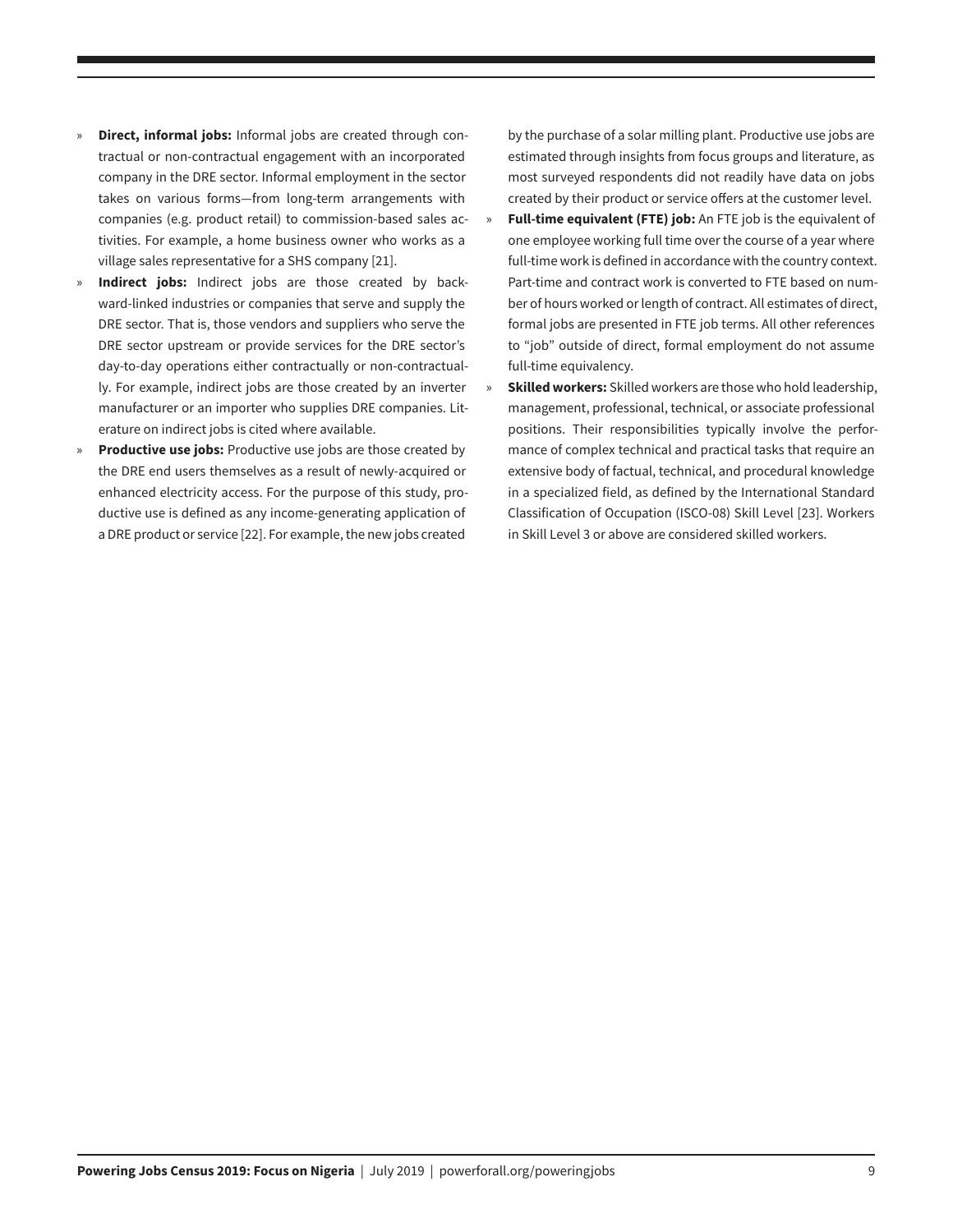- **Direct, informal jobs:** Informal jobs are created through contractual or non-contractual engagement with an incorporated company in the DRE sector. Informal employment in the sector takes on various forms—from long-term arrangements with companies (e.g. product retail) to commission-based sales activities. For example, a home business owner who works as a village sales representative for a SHS company [21].
- **Indirect jobs:** Indirect jobs are those created by backward-linked industries or companies that serve and supply the DRE sector. That is, those vendors and suppliers who serve the DRE sector upstream or provide services for the DRE sector's day-to-day operations either contractually or non-contractually. For example, indirect jobs are those created by an inverter manufacturer or an importer who supplies DRE companies. Literature on indirect jobs is cited where available.
- **Productive use jobs:** Productive use jobs are those created by the DRE end users themselves as a result of newly-acquired or enhanced electricity access. For the purpose of this study, productive use is defined as any income-generating application of a DRE product or service [22]. For example, the new jobs created by the purchase of a solar milling plant. Productive use jobs are estimated through insights from focus groups and literature, as most surveyed respondents did not readily have data on jobs created by their product or service offers at the customer level.
- **Full-time equivalent (FTE) job:** An FTE job is the equivalent of one employee working full time over the course of a year where full-time work is defined in accordance with the country context. Part-time and contract work is converted to FTE based on number of hours worked or length of contract. All estimates of direct, formal jobs are presented in FTE job terms. All other references to "job" outside of direct, formal employment do not assume full-time equivalency.
- **Skilled workers:** Skilled workers are those who hold leadership, management, professional, technical, or associate professional positions. Their responsibilities typically involve the performance of complex technical and practical tasks that require an extensive body of factual, technical, and procedural knowledge in a specialized field, as defined by the International Standard Classification of Occupation (ISCO-08) Skill Level [23]. Workers in Skill Level 3 or above are considered skilled workers.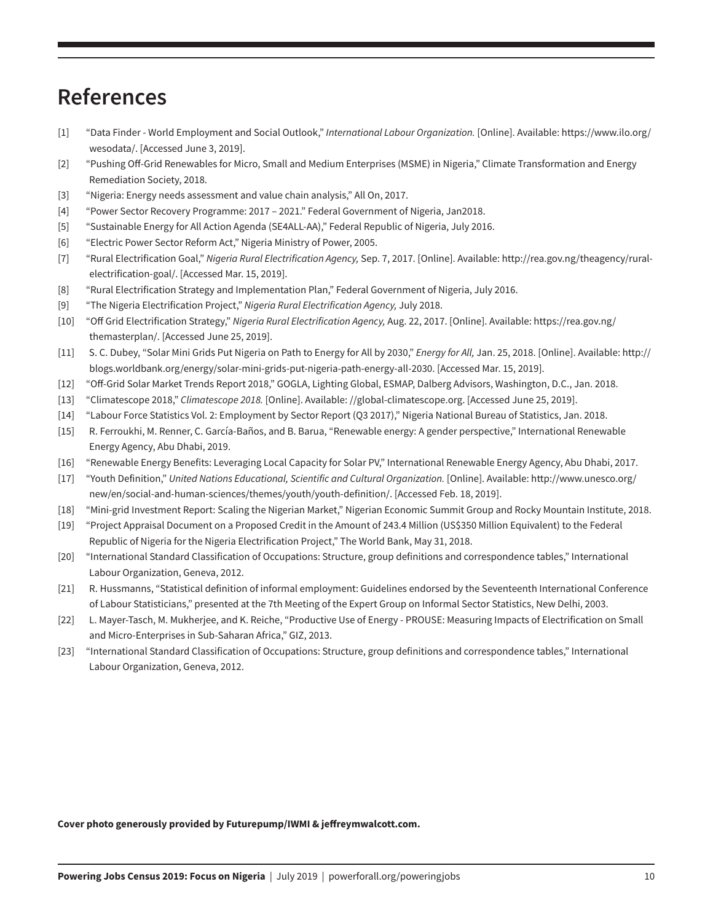# References

[1] "Data Finder - World Employment and Social Outlook," *International Labour Organization.* [Online]. Available: https://www.ilo.org/wesodata/. [Accessed June 3, 2019].

[2] "Pushing Off-Grid Renewables for Micro, Small and Medium Enterprises (MSME) in Nigeria," Climate Transformation and Energy Remediation Society, 2018.

[3] "Nigeria: Energy needs assessment and value chain analysis," All On, 2017.

[4] "Power Sector Recovery Programme: 2017 – 2021." Federal Government of Nigeria, Jan2018.

[5] "Sustainable Energy for All Action Agenda (SE4ALL-AA)," Federal Republic of Nigeria, July 2016.

[6] "Electric Power Sector Reform Act," Nigeria Ministry of Power, 2005.

[7] "Rural Electrification Goal," *Nigeria Rural Electrification Agency,* Sep. 7, 2017. [Online]. Available: http://rea.gov.ng/theagency/rural-electrification-goal/. [Accessed Mar. 15, 2019].

[8] "Rural Electrification Strategy and Implementation Plan," Federal Government of Nigeria, July 2016.

[9] "The Nigeria Electrification Project," *Nigeria Rural Electrification Agency,* July 2018.

[10] "Off Grid Electrification Strategy," *Nigeria Rural Electrification Agency,* Aug. 22, 2017. [Online]. Available: https://rea.gov.ng/themasterplan/. [Accessed June 25, 2019].

[11] S. C. Dubey, "Solar Mini Grids Put Nigeria on Path to Energy for All by 2030," *Energy for All,* Jan. 25, 2018. [Online]. Available: http://blogs.worldbank.org/energy/solar-mini-grids-put-nigeria-path-energy-all-2030. [Accessed Mar. 15, 2019].

[12] "Off-Grid Solar Market Trends Report 2018," GOGLA, Lighting Global, ESMAP, Dalberg Advisors, Washington, D.C., Jan. 2018.

[13] "Climatescope 2018," *Climatescope 2018.* [Online]. Available: //global-climatescope.org. [Accessed June 25, 2019].

[14] "Labour Force Statistics Vol. 2: Employment by Sector Report (Q3 2017)," Nigeria National Bureau of Statistics, Jan. 2018.

[15] R. Ferroukhi, M. Renner, C. García-Baños, and B. Barua, "Renewable energy: A gender perspective," International Renewable Energy Agency, Abu Dhabi, 2019.

[16] "Renewable Energy Benefits: Leveraging Local Capacity for Solar PV," International Renewable Energy Agency, Abu Dhabi, 2017.

[17] "Youth Definition," *United Nations Educational, Scientific and Cultural Organization.* [Online]. Available: http://www.unesco.org/new/en/social-and-human-sciences/themes/youth/youth-definition/. [Accessed Feb. 18, 2019].

[18] "Mini-grid Investment Report: Scaling the Nigerian Market," Nigerian Economic Summit Group and Rocky Mountain Institute, 2018.

[19] "Project Appraisal Document on a Proposed Credit in the Amount of 243.4 Million (US$350 Million Equivalent) to the Federal Republic of Nigeria for the Nigeria Electrification Project," The World Bank, May 31, 2018.

[20] "International Standard Classification of Occupations: Structure, group definitions and correspondence tables," International Labour Organization, Geneva, 2012.

[21] R. Hussmanns, "Statistical definition of informal employment: Guidelines endorsed by the Seventeenth International Conference of Labour Statisticians," presented at the 7th Meeting of the Expert Group on Informal Sector Statistics, New Delhi, 2003.

[22] L. Mayer-Tasch, M. Mukherjee, and K. Reiche, "Productive Use of Energy - PROUSE: Measuring Impacts of Electrification on Small and Micro-Enterprises in Sub-Saharan Africa," GIZ, 2013.

[23] "International Standard Classification of Occupations: Structure, group definitions and correspondence tables," International Labour Organization, Geneva, 2012.

**Cover photo generously provided by Futurepump/IWMI & jeffreymwalcott.com.**